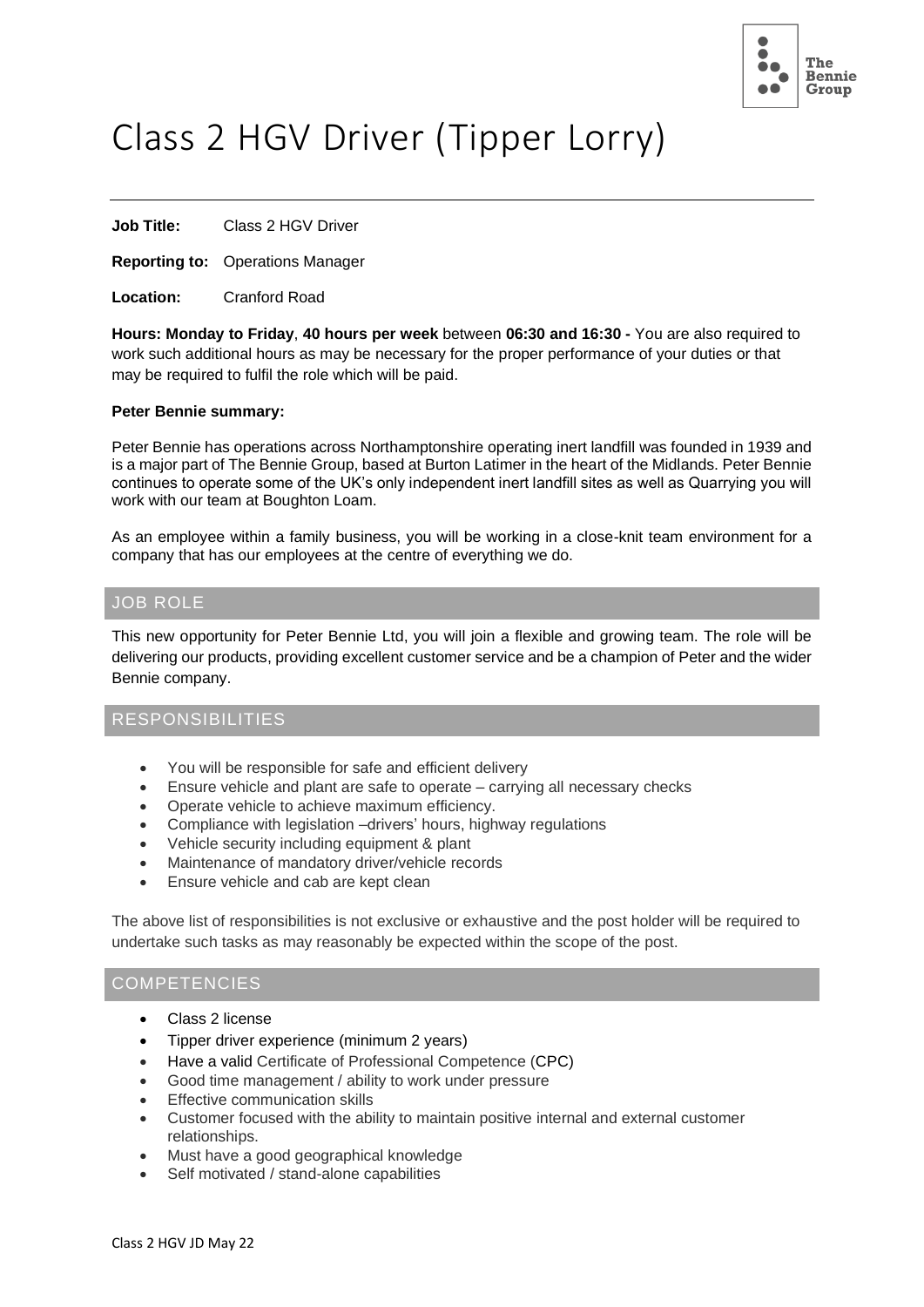# Class 2 HGV Driver (Tipper Lorry)

**Job Title:** Class 2 HGV Driver

**Reporting to:** Operations Manager

**Location:** Cranford Road

**Hours: Monday to Friday**, **40 hours per week** between **06:30 and 16:30 -** You are also required to work such additional hours as may be necessary for the proper performance of your duties or that may be required to fulfil the role which will be paid.

**Peter Bennie summary:**

Peter Bennie has operations across Northamptonshire operating inert landfill was founded in 1939 and is a major part of The Bennie Group, based at Burton Latimer in the heart of the Midlands. Peter Bennie continues to operate some of the UK's only independent inert landfill sites as well as Quarrying you will work with our team at Boughton Loam.

As an employee within a family business, you will be working in a close-knit team environment for a company that has our employees at the centre of everything we do.

## JOB ROLE

This new opportunity for Peter Bennie Ltd, you will join a flexible and growing team. The role will be delivering our products, providing excellent customer service and be a champion of Peter and the wider Bennie company.

## RESPONSIBILITIES

- You will be responsible for safe and efficient delivery
- Ensure vehicle and plant are safe to operate – carrying all necessary checks
- Operate vehicle to achieve maximum efficiency.
- Compliance with legislation –drivers' hours, highway regulations
- Vehicle security including equipment & plant
- Maintenance of mandatory driver/vehicle records
- Ensure vehicle and cab are kept clean

The above list of responsibilities is not exclusive or exhaustive and the post holder will be required to undertake such tasks as may reasonably be expected within the scope of the post.

## COMPETENCIES

- Class 2 license
- Tipper driver experience (minimum 2 years)
- Have a valid Certificate of Professional Competence (CPC)
- Good time management / ability to work under pressure
- Effective communication skills
- Customer focused with the ability to maintain positive internal and external customer relationships.
- Must have a good geographical knowledge
- Self motivated / stand-alone capabilities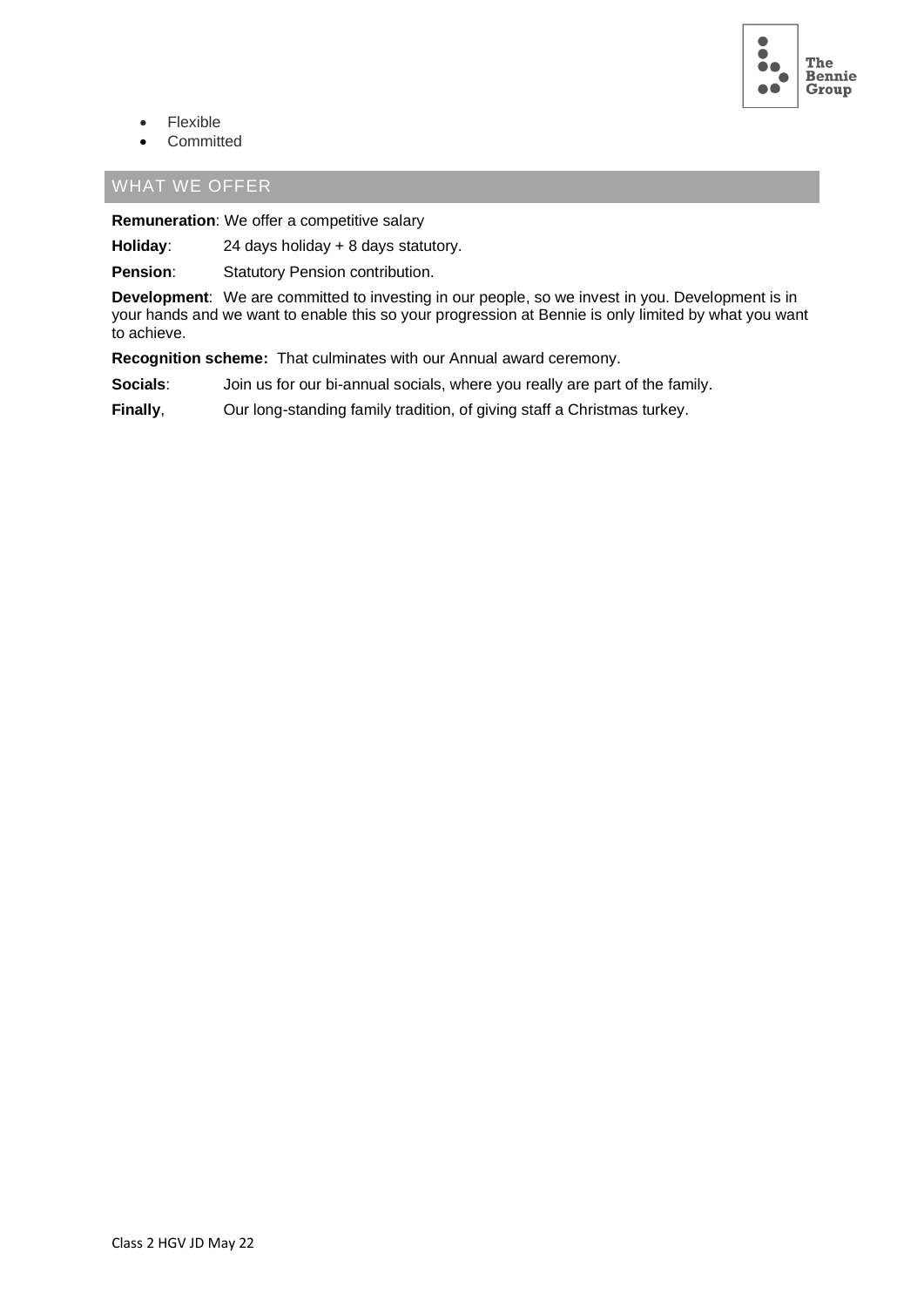- Flexible
- Committed

## WHAT WE OFFER

**Remuneration**: We offer a competitive salary

**Holiday**: 24 days holiday + 8 days statutory.

**Pension**: Statutory Pension contribution.

**Development**: We are committed to investing in our people, so we invest in you. Development is in your hands and we want to enable this so your progression at Bennie is only limited by what you want to achieve.

**Recognition scheme:** That culminates with our Annual award ceremony.

**Socials**: Join us for our bi-annual socials, where you really are part of the family.

**Finally**, Our long-standing family tradition, of giving staff a Christmas turkey.